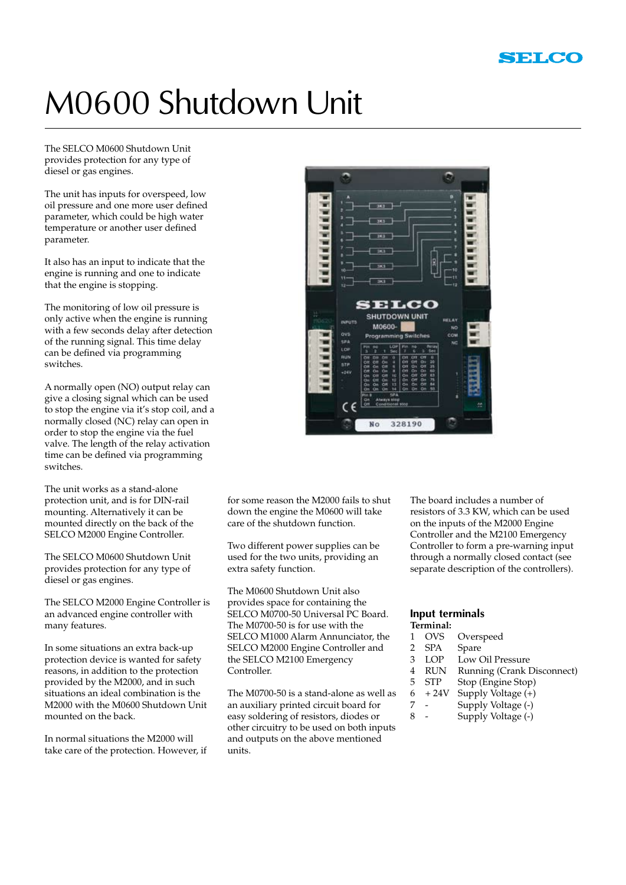# M0600 Shutdown Unit

The SELCO M0600 Shutdown Unit provides protection for any type of diesel or gas engines.

The unit has inputs for overspeed, low oil pressure and one more user defined parameter, which could be high water temperature or another user defined parameter.

It also has an input to indicate that the engine is running and one to indicate that the engine is stopping.

The monitoring of low oil pressure is only active when the engine is running with a few seconds delay after detection of the running signal. This time delay can be defined via programming switches.

A normally open (NO) output relay can give a closing signal which can be used to stop the engine via it's stop coil, and a normally closed (NC) relay can open in order to stop the engine via the fuel valve. The length of the relay activation time can be defined via programming switches.

The unit works as a stand-alone protection unit, and is for DIN-rail mounting. Alternatively it can be mounted directly on the back of the SELCO M2000 Engine Controller.

The SELCO M0600 Shutdown Unit provides protection for any type of diesel or gas engines.

The SELCO M2000 Engine Controller is an advanced engine controller with many features.

In some situations an extra back-up protection device is wanted for safety reasons, in addition to the protection provided by the M2000, and in such situations an ideal combination is the M2000 with the M0600 Shutdown Unit mounted on the back.

In normal situations the M2000 will take care of the protection. However, if for some reason the M2000 fails to shut down the engine the M0600 will take care of the shutdown function.

Two different power supplies can be used for the two units, providing an extra safety function.

The M0600 Shutdown Unit also provides space for containing the SELCO M0700-50 Universal PC Board. The M0700-50 is for use with the SELCO M1000 Alarm Annunciator, the SELCO M2000 Engine Controller and the SELCO M2100 Emergency Controller.

The M0700-50 is a stand-alone as well as an auxiliary printed circuit board for easy soldering of resistors, diodes or other circuitry to be used on both inputs and outputs on the above mentioned units.

The board includes a number of resistors of 3.3 KW, which can be used on the inputs of the M2000 Engine Controller and the M2100 Emergency Controller to form a pre-warning input through a normally closed contact (see separate description of the controllers).

## Input terminals

**Terminal:**

| | | |
|---|---|---|
| 1 | OVS | Overspeed |
| 2 | SPA | Spare |
| 3 | LOP | Low Oil Pressure |
| 4 | RUN | Running (Crank Disconnect) |
| 5 | STP | Stop (Engine Stop) |
| 6 | + 24V | Supply Voltage (+) |
| 7 | - | Supply Voltage (-) |
| 8 | - | Supply Voltage (-) |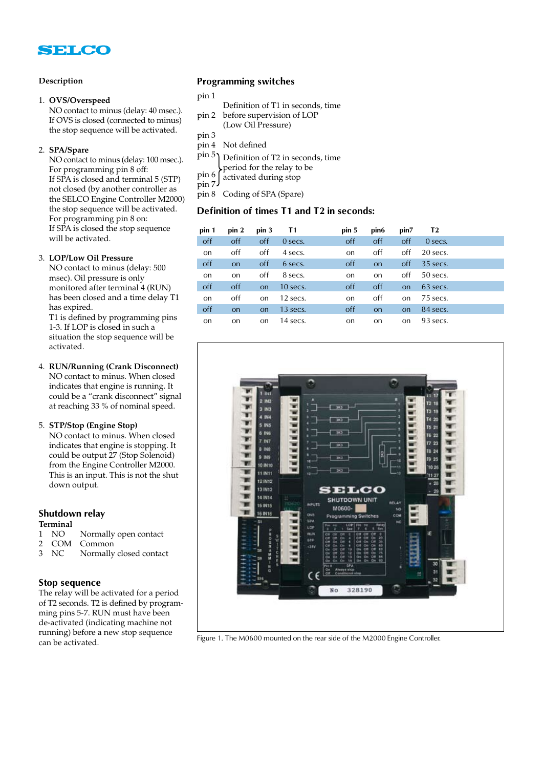**SELCO**

**Description**

1. **OVS/Overspeed**
   NO contact to minus (delay: 40 msec.). If OVS is closed (connected to minus) the stop sequence will be activated.

2. **SPA/Spare**
   NO contact to minus (delay: 100 msec.).
   For programming pin 8 off:
   If SPA is closed and terminal 5 (STP) not closed (by another controller as the SELCO Engine Controller M2000) the stop sequence will be activated.
   For programming pin 8 on:
   If SPA is closed the stop sequence will be activated.

3. **LOP/Low Oil Pressure**
   NO contact to minus (delay: 500 msec). Oil pressure is only monitored after terminal 4 (RUN) has been closed and a time delay T1 has expired.
   T1 is defined by programming pins 1-3. If LOP is closed in such a situation the stop sequence will be activated.

4. **RUN/Running (Crank Disconnect)**
   NO contact to minus. When closed indicates that engine is running. It could be a "crank disconnect" signal at reaching 33 % of nominal speed.

5. **STP/Stop (Engine Stop)**
   NO contact to minus. When closed indicates that engine is stopping. It could be output 27 (Stop Solenoid) from the Engine Controller M2000. This is an input. This is not the shut down input.

## Shutdown relay

**Terminal**

| | | |
|---|---|---|
| 1 | NO | Normally open contact |
| 2 | COM | Common |
| 3 | NC | Normally closed contact |

## Stop sequence

The relay will be activated for a period of T2 seconds. T2 is defined by programming pins 5-7. RUN must have been de-activated (indicating machine not running) before a new stop sequence can be activated.

## Programming switches

| | |
|---|---|
| pin 1, pin 2, pin 3 | Definition of T1 in seconds, time before supervision of LOP (Low Oil Pressure) |
| pin 4 | Not defined |
| pin 5, pin 6, pin 7 | Definition of T2 in seconds, time period for the relay to be activated during stop |
| pin 8 | Coding of SPA (Spare) |

## Definition of times T1 and T2 in seconds:

| pin 1 | pin 2 | pin 3 | T1 | pin 5 | pin6 | pin7 | T2 |
|---|---|---|---|---|---|---|---|
| off | off | off | 0 secs. | off | off | off | 0 secs. |
| on | off | off | 4 secs. | on | off | off | 20 secs. |
| off | on | off | 6 secs. | off | on | off | 35 secs. |
| on | on | off | 8 secs. | on | on | off | 50 secs. |
| off | off | on | 10 secs. | off | off | on | 63 secs. |
| on | off | on | 12 secs. | on | off | on | 75 secs. |
| off | on | on | 13 secs. | off | on | on | 84 secs. |
| on | on | on | 14 secs. | on | on | on | 93 secs. |

Figure 1. The M0600 mounted on the rear side of the M2000 Engine Controller.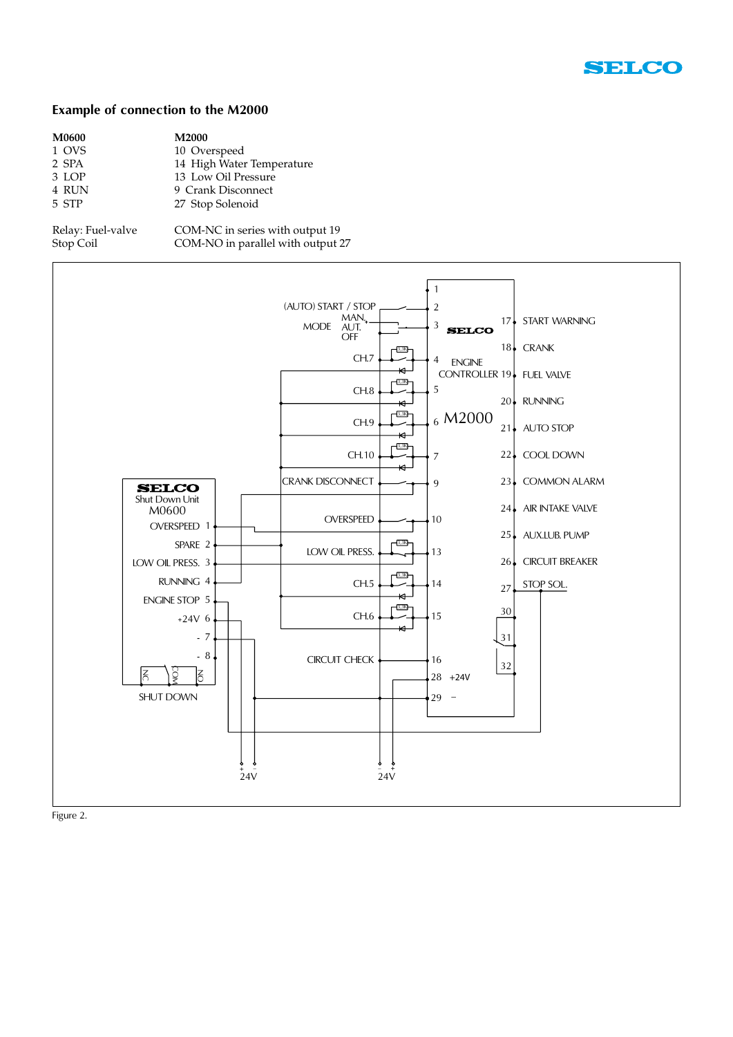## Example of connection to the M2000

| M0600 | M2000 |
|---|---|
| 1 OVS | 10 Overspeed |
| 2 SPA | 14 High Water Temperature |
| 3 LOP | 13 Low Oil Pressure |
| 4 RUN | 9 Crank Disconnect |
| 5 STP | 27 Stop Solenoid |

Relay: Fuel-valve — COM-NC in series with output 19
Stop Coil — COM-NO in parallel with output 27

Figure 2.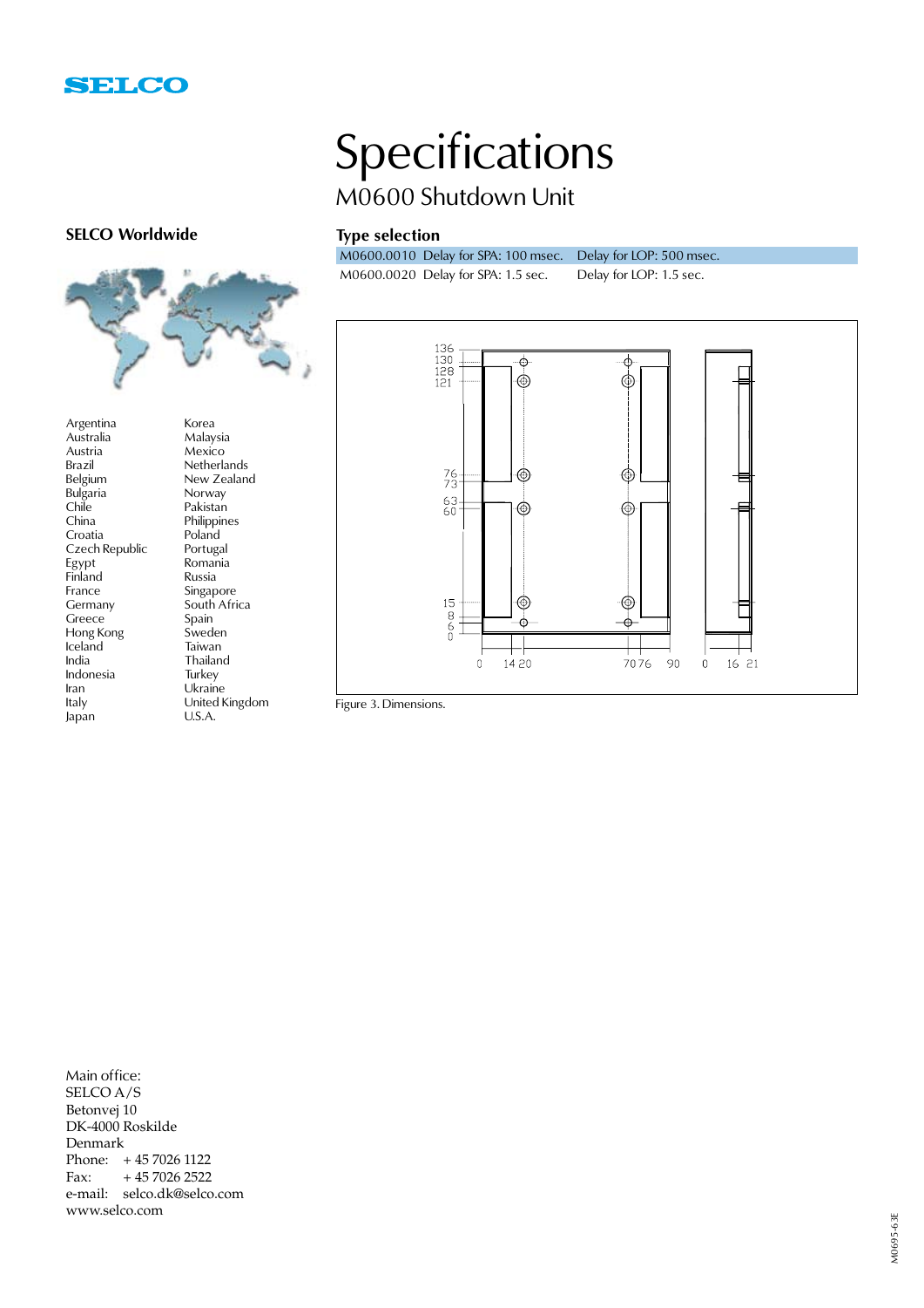SELCO

# Specifications

## M0600 Shutdown Unit

### Type selection

| | | |
|---|---|---|
| M0600.0010 | Delay for SPA: 100 msec. | Delay for LOP: 500 msec. |
| M0600.0020 | Delay for SPA: 1.5 sec. | Delay for LOP: 1.5 sec. |

136
130
128
121
76
73
63
60
15
8
6
0
0
14 20
70 76
90
0
16 21

Figure 3. Dimensions.

### SELCO Worldwide

Argentina
Australia
Austria
Brazil
Belgium
Bulgaria
Chile
China
Croatia
Czech Republic
Egypt
Finland
France
Germany
Greece
Hong Kong
Iceland
India
Indonesia
Iran
Italy
Japan
Korea
Malaysia
Mexico
Netherlands
New Zealand
Norway
Pakistan
Philippines
Poland
Portugal
Romania
Russia
Singapore
South Africa
Spain
Sweden
Taiwan
Thailand
Turkey
Ukraine
United Kingdom
U.S.A.

Main office:
SELCO A/S
Betonvej 10
DK-4000 Roskilde
Denmark
Phone: + 45 7026 1122
Fax: + 45 7026 2522
e-mail: selco.dk@selco.com
www.selco.com

M0695-63E